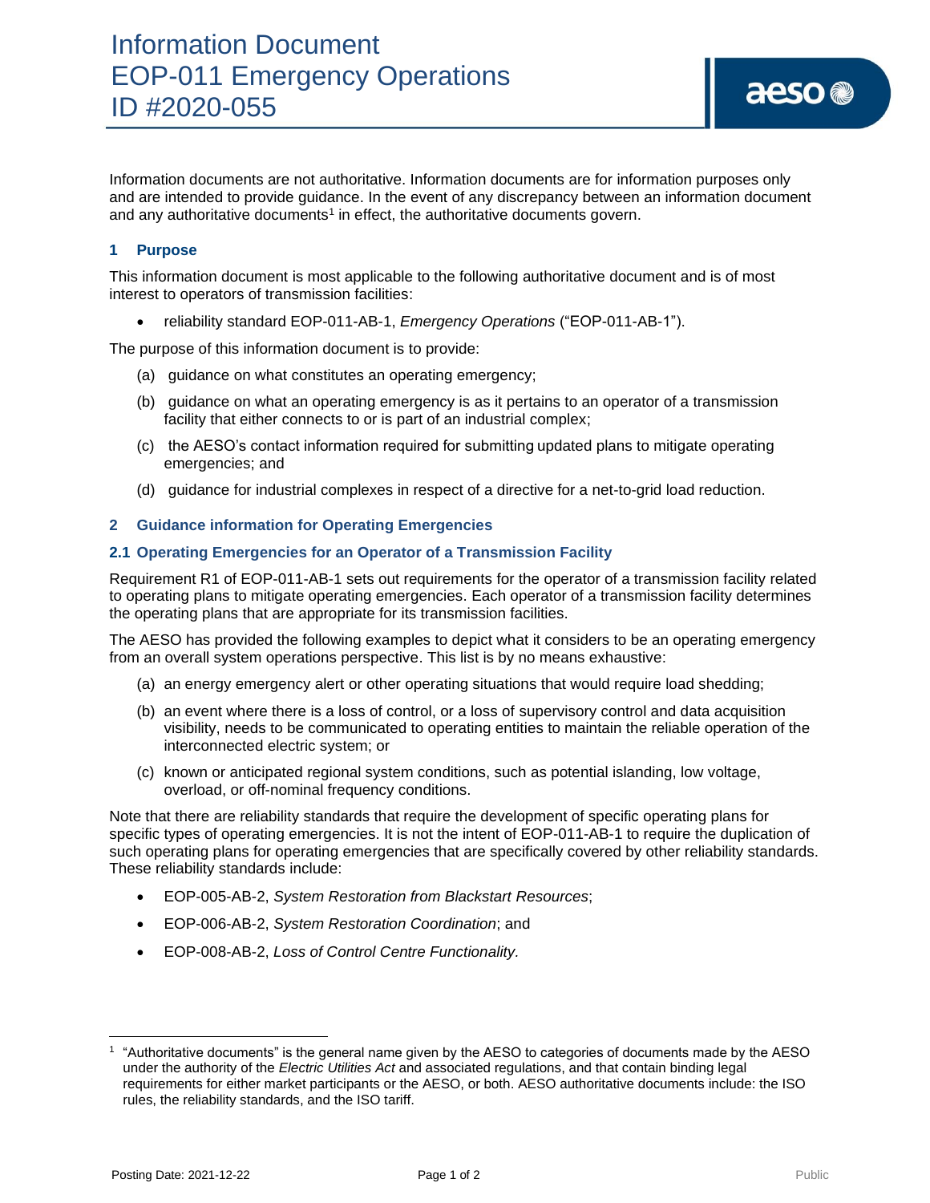# Information Document
# EOP-011 Emergency Operations
# ID #2020-055

Information documents are not authoritative. Information documents are for information purposes only and are intended to provide guidance. In the event of any discrepancy between an information document and any authoritative documents[1] in effect, the authoritative documents govern.

## 1 Purpose

This information document is most applicable to the following authoritative document and is of most interest to operators of transmission facilities:

- reliability standard EOP-011-AB-1, *Emergency Operations* ("EOP-011-AB-1").

The purpose of this information document is to provide:

(a) guidance on what constitutes an operating emergency;

(b) guidance on what an operating emergency is as it pertains to an operator of a transmission facility that either connects to or is part of an industrial complex;

(c) the AESO's contact information required for submitting updated plans to mitigate operating emergencies; and

(d) guidance for industrial complexes in respect of a directive for a net-to-grid load reduction.

## 2 Guidance information for Operating Emergencies

### 2.1 Operating Emergencies for an Operator of a Transmission Facility

Requirement R1 of EOP-011-AB-1 sets out requirements for the operator of a transmission facility related to operating plans to mitigate operating emergencies. Each operator of a transmission facility determines the operating plans that are appropriate for its transmission facilities.

The AESO has provided the following examples to depict what it considers to be an operating emergency from an overall system operations perspective. This list is by no means exhaustive:

(a) an energy emergency alert or other operating situations that would require load shedding;

(b) an event where there is a loss of control, or a loss of supervisory control and data acquisition visibility, needs to be communicated to operating entities to maintain the reliable operation of the interconnected electric system; or

(c) known or anticipated regional system conditions, such as potential islanding, low voltage, overload, or off-nominal frequency conditions.

Note that there are reliability standards that require the development of specific operating plans for specific types of operating emergencies. It is not the intent of EOP-011-AB-1 to require the duplication of such operating plans for operating emergencies that are specifically covered by other reliability standards. These reliability standards include:

- EOP-005-AB-2, *System Restoration from Blackstart Resources*;
- EOP-006-AB-2, *System Restoration Coordination*; and
- EOP-008-AB-2, *Loss of Control Centre Functionality.*

---

[1] "Authoritative documents" is the general name given by the AESO to categories of documents made by the AESO under the authority of the *Electric Utilities Act* and associated regulations, and that contain binding legal requirements for either market participants or the AESO, or both. AESO authoritative documents include: the ISO rules, the reliability standards, and the ISO tariff.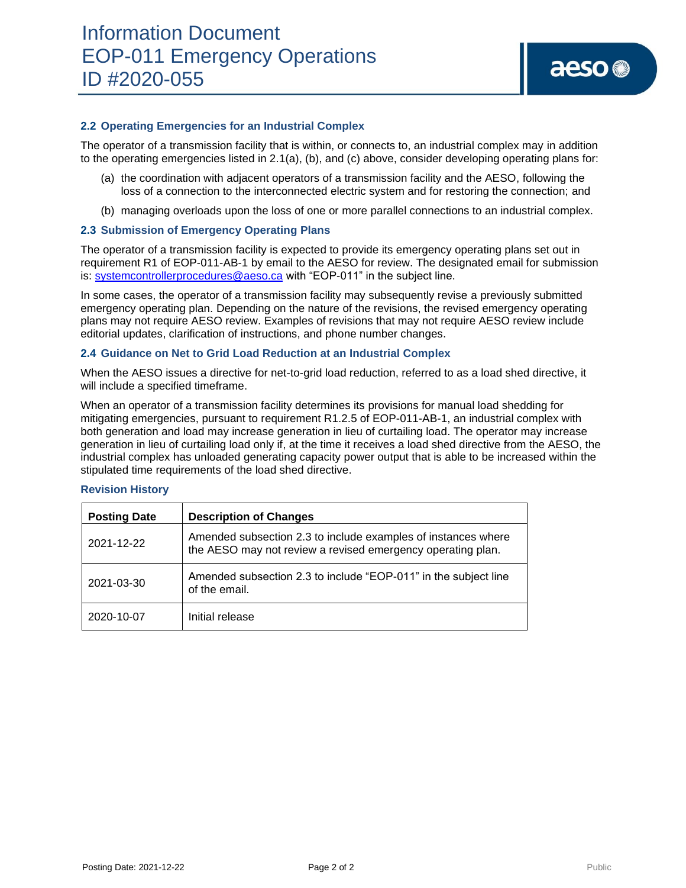### 2.2 Operating Emergencies for an Industrial Complex

The operator of a transmission facility that is within, or connects to, an industrial complex may in addition to the operating emergencies listed in 2.1(a), (b), and (c) above, consider developing operating plans for:

(a) the coordination with adjacent operators of a transmission facility and the AESO, following the loss of a connection to the interconnected electric system and for restoring the connection; and

(b) managing overloads upon the loss of one or more parallel connections to an industrial complex.

### 2.3 Submission of Emergency Operating Plans

The operator of a transmission facility is expected to provide its emergency operating plans set out in requirement R1 of EOP-011-AB-1 by email to the AESO for review. The designated email for submission is: systemcontrollerprocedures@aeso.ca with "EOP-011" in the subject line.

In some cases, the operator of a transmission facility may subsequently revise a previously submitted emergency operating plan. Depending on the nature of the revisions, the revised emergency operating plans may not require AESO review. Examples of revisions that may not require AESO review include editorial updates, clarification of instructions, and phone number changes.

### 2.4 Guidance on Net to Grid Load Reduction at an Industrial Complex

When the AESO issues a directive for net-to-grid load reduction, referred to as a load shed directive, it will include a specified timeframe.

When an operator of a transmission facility determines its provisions for manual load shedding for mitigating emergencies, pursuant to requirement R1.2.5 of EOP-011-AB-1, an industrial complex with both generation and load may increase generation in lieu of curtailing load. The operator may increase generation in lieu of curtailing load only if, at the time it receives a load shed directive from the AESO, the industrial complex has unloaded generating capacity power output that is able to be increased within the stipulated time requirements of the load shed directive.

### Revision History

| Posting Date | Description of Changes |
| --- | --- |
| 2021-12-22 | Amended subsection 2.3 to include examples of instances where the AESO may not review a revised emergency operating plan. |
| 2021-03-30 | Amended subsection 2.3 to include "EOP-011" in the subject line of the email. |
| 2020-10-07 | Initial release |